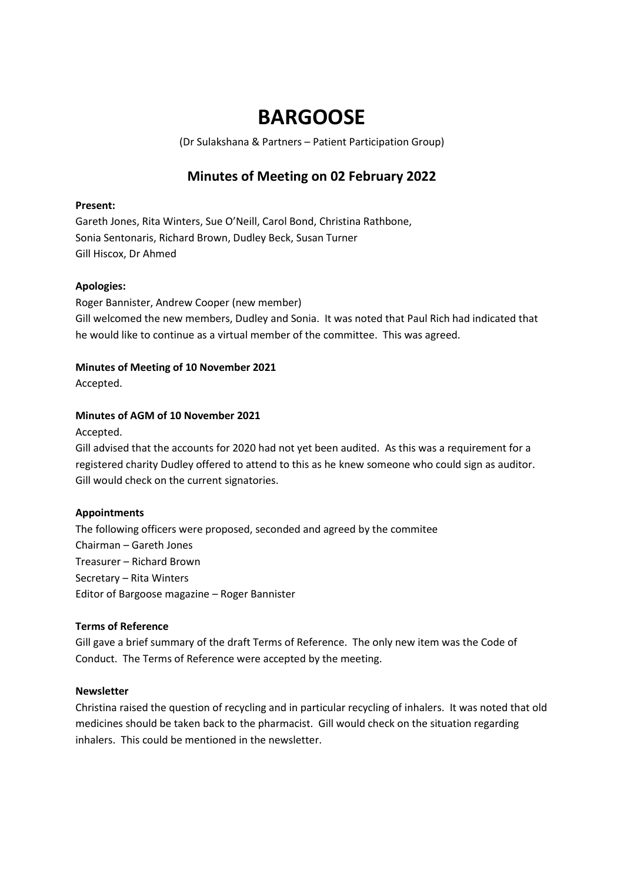# BARGOOSE

(Dr Sulakshana & Partners – Patient Participation Group)

## Minutes of Meeting on 02 February 2022

**Present:**

Gareth Jones, Rita Winters, Sue O'Neill, Carol Bond, Christina Rathbone,
Sonia Sentonaris, Richard Brown, Dudley Beck, Susan Turner
Gill Hiscox, Dr Ahmed

**Apologies:**

Roger Bannister, Andrew Cooper (new member)
Gill welcomed the new members, Dudley and Sonia. It was noted that Paul Rich had indicated that he would like to continue as a virtual member of the committee. This was agreed.

**Minutes of Meeting of 10 November 2021**

Accepted.

**Minutes of AGM of 10 November 2021**

Accepted.

Gill advised that the accounts for 2020 had not yet been audited. As this was a requirement for a registered charity Dudley offered to attend to this as he knew someone who could sign as auditor. Gill would check on the current signatories.

**Appointments**

The following officers were proposed, seconded and agreed by the commitee
Chairman – Gareth Jones
Treasurer – Richard Brown
Secretary – Rita Winters
Editor of Bargoose magazine – Roger Bannister

**Terms of Reference**

Gill gave a brief summary of the draft Terms of Reference. The only new item was the Code of Conduct. The Terms of Reference were accepted by the meeting.

**Newsletter**

Christina raised the question of recycling and in particular recycling of inhalers. It was noted that old medicines should be taken back to the pharmacist. Gill would check on the situation regarding inhalers. This could be mentioned in the newsletter.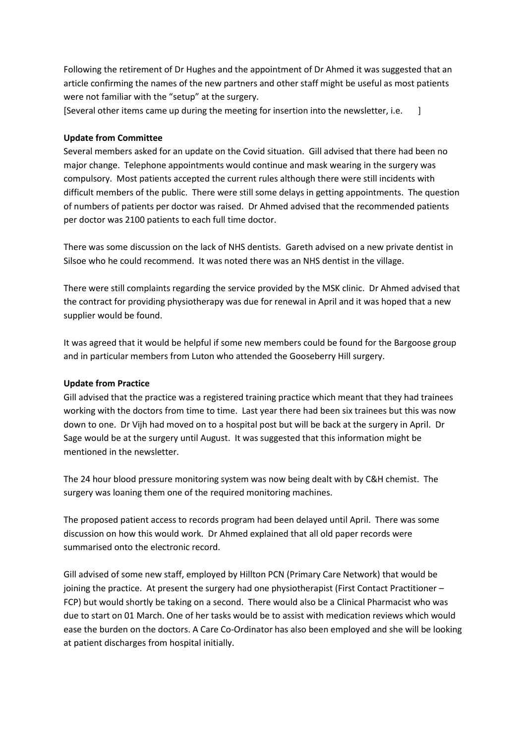Following the retirement of Dr Hughes and the appointment of Dr Ahmed it was suggested that an article confirming the names of the new partners and other staff might be useful as most patients were not familiar with the "setup" at the surgery.

[Several other items came up during the meeting for insertion into the newsletter, i.e. ]

**Update from Committee**

Several members asked for an update on the Covid situation. Gill advised that there had been no major change. Telephone appointments would continue and mask wearing in the surgery was compulsory. Most patients accepted the current rules although there were still incidents with difficult members of the public. There were still some delays in getting appointments. The question of numbers of patients per doctor was raised. Dr Ahmed advised that the recommended patients per doctor was 2100 patients to each full time doctor.

There was some discussion on the lack of NHS dentists. Gareth advised on a new private dentist in Silsoe who he could recommend. It was noted there was an NHS dentist in the village.

There were still complaints regarding the service provided by the MSK clinic. Dr Ahmed advised that the contract for providing physiotherapy was due for renewal in April and it was hoped that a new supplier would be found.

It was agreed that it would be helpful if some new members could be found for the Bargoose group and in particular members from Luton who attended the Gooseberry Hill surgery.

**Update from Practice**

Gill advised that the practice was a registered training practice which meant that they had trainees working with the doctors from time to time. Last year there had been six trainees but this was now down to one. Dr Vijh had moved on to a hospital post but will be back at the surgery in April. Dr Sage would be at the surgery until August. It was suggested that this information might be mentioned in the newsletter.

The 24 hour blood pressure monitoring system was now being dealt with by C&H chemist. The surgery was loaning them one of the required monitoring machines.

The proposed patient access to records program had been delayed until April. There was some discussion on how this would work. Dr Ahmed explained that all old paper records were summarised onto the electronic record.

Gill advised of some new staff, employed by Hillton PCN (Primary Care Network) that would be joining the practice. At present the surgery had one physiotherapist (First Contact Practitioner – FCP) but would shortly be taking on a second. There would also be a Clinical Pharmacist who was due to start on 01 March. One of her tasks would be to assist with medication reviews which would ease the burden on the doctors. A Care Co-Ordinator has also been employed and she will be looking at patient discharges from hospital initially.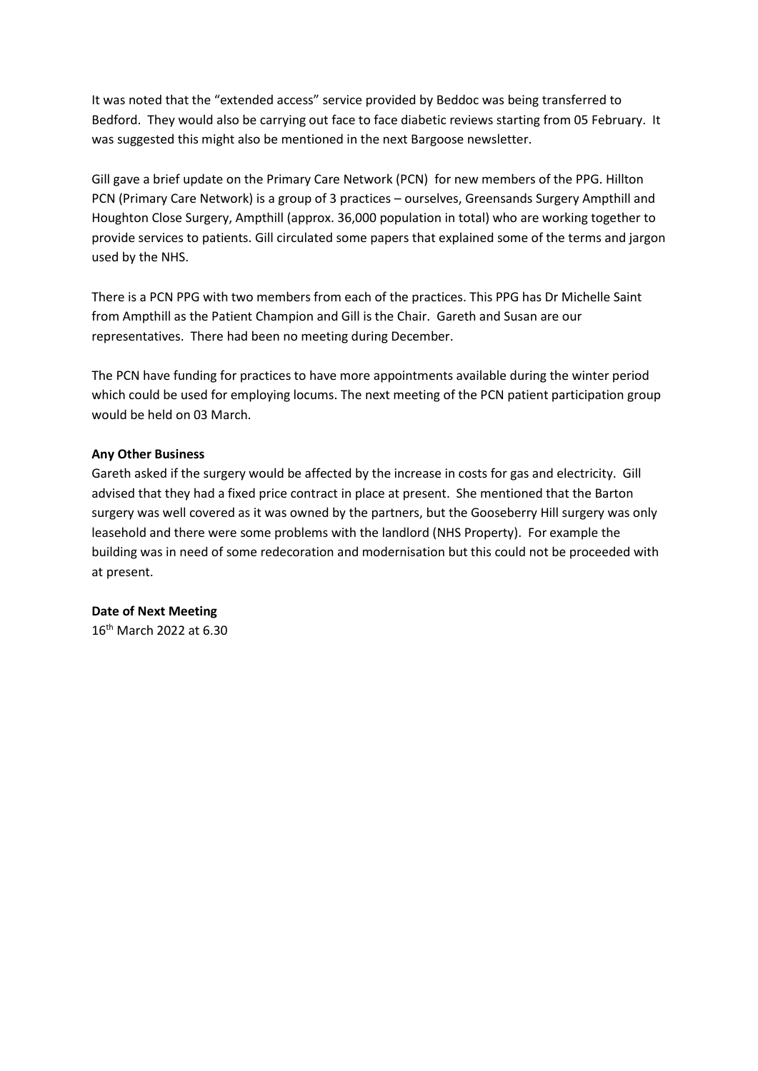It was noted that the "extended access" service provided by Beddoc was being transferred to Bedford. They would also be carrying out face to face diabetic reviews starting from 05 February. It was suggested this might also be mentioned in the next Bargoose newsletter.

Gill gave a brief update on the Primary Care Network (PCN) for new members of the PPG. Hillton PCN (Primary Care Network) is a group of 3 practices – ourselves, Greensands Surgery Ampthill and Houghton Close Surgery, Ampthill (approx. 36,000 population in total) who are working together to provide services to patients. Gill circulated some papers that explained some of the terms and jargon used by the NHS.

There is a PCN PPG with two members from each of the practices. This PPG has Dr Michelle Saint from Ampthill as the Patient Champion and Gill is the Chair. Gareth and Susan are our representatives. There had been no meeting during December.

The PCN have funding for practices to have more appointments available during the winter period which could be used for employing locums. The next meeting of the PCN patient participation group would be held on 03 March.

**Any Other Business**

Gareth asked if the surgery would be affected by the increase in costs for gas and electricity. Gill advised that they had a fixed price contract in place at present. She mentioned that the Barton surgery was well covered as it was owned by the partners, but the Gooseberry Hill surgery was only leasehold and there were some problems with the landlord (NHS Property). For example the building was in need of some redecoration and modernisation but this could not be proceeded with at present.

**Date of Next Meeting**

16th March 2022 at 6.30